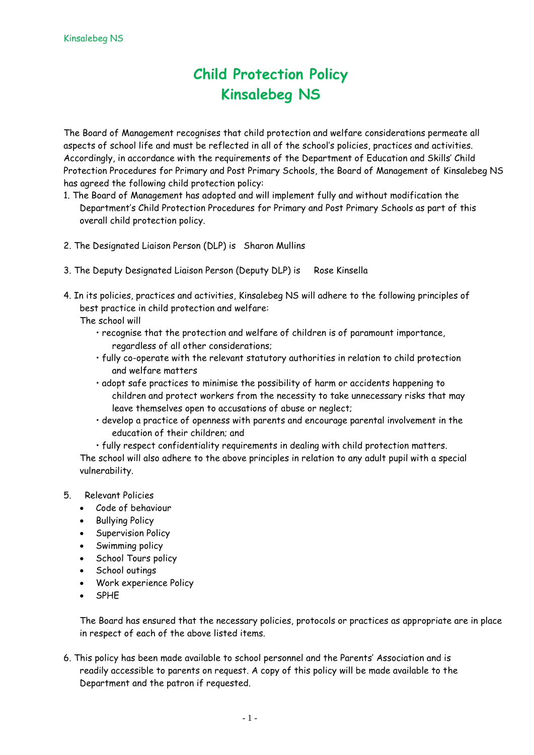# Child Protection Policy
# Kinsalebeg NS

The Board of Management recognises that child protection and welfare considerations permeate all aspects of school life and must be reflected in all of the school's policies, practices and activities. Accordingly, in accordance with the requirements of the Department of Education and Skills' Child Protection Procedures for Primary and Post Primary Schools, the Board of Management of Kinsalebeg NS has agreed the following child protection policy:

1. The Board of Management has adopted and will implement fully and without modification the Department's Child Protection Procedures for Primary and Post Primary Schools as part of this overall child protection policy.

2. The Designated Liaison Person (DLP) is Sharon Mullins

3. The Deputy Designated Liaison Person (Deputy DLP) is Rose Kinsella

4. In its policies, practices and activities, Kinsalebeg NS will adhere to the following principles of best practice in child protection and welfare:

   The school will
   - recognise that the protection and welfare of children is of paramount importance, regardless of all other considerations;
   - fully co-operate with the relevant statutory authorities in relation to child protection and welfare matters
   - adopt safe practices to minimise the possibility of harm or accidents happening to children and protect workers from the necessity to take unnecessary risks that may leave themselves open to accusations of abuse or neglect;
   - develop a practice of openness with parents and encourage parental involvement in the education of their children; and
   - fully respect confidentiality requirements in dealing with child protection matters.

   The school will also adhere to the above principles in relation to any adult pupil with a special vulnerability.

5. Relevant Policies
   - Code of behaviour
   - Bullying Policy
   - Supervision Policy
   - Swimming policy
   - School Tours policy
   - School outings
   - Work experience Policy
   - SPHE

   The Board has ensured that the necessary policies, protocols or practices as appropriate are in place in respect of each of the above listed items.

6. This policy has been made available to school personnel and the Parents' Association and is readily accessible to parents on request. A copy of this policy will be made available to the Department and the patron if requested.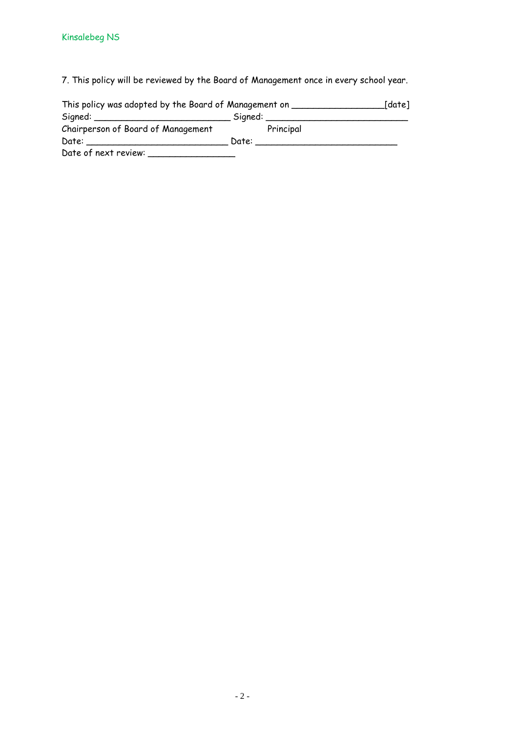7. This policy will be reviewed by the Board of Management once in every school year.

This policy was adopted by the Board of Management on _________________[date]

Signed: _________________________ Signed: __________________________

Chairperson of Board of Management Principal

Date: __________________________ Date: __________________________

Date of next review: ________________